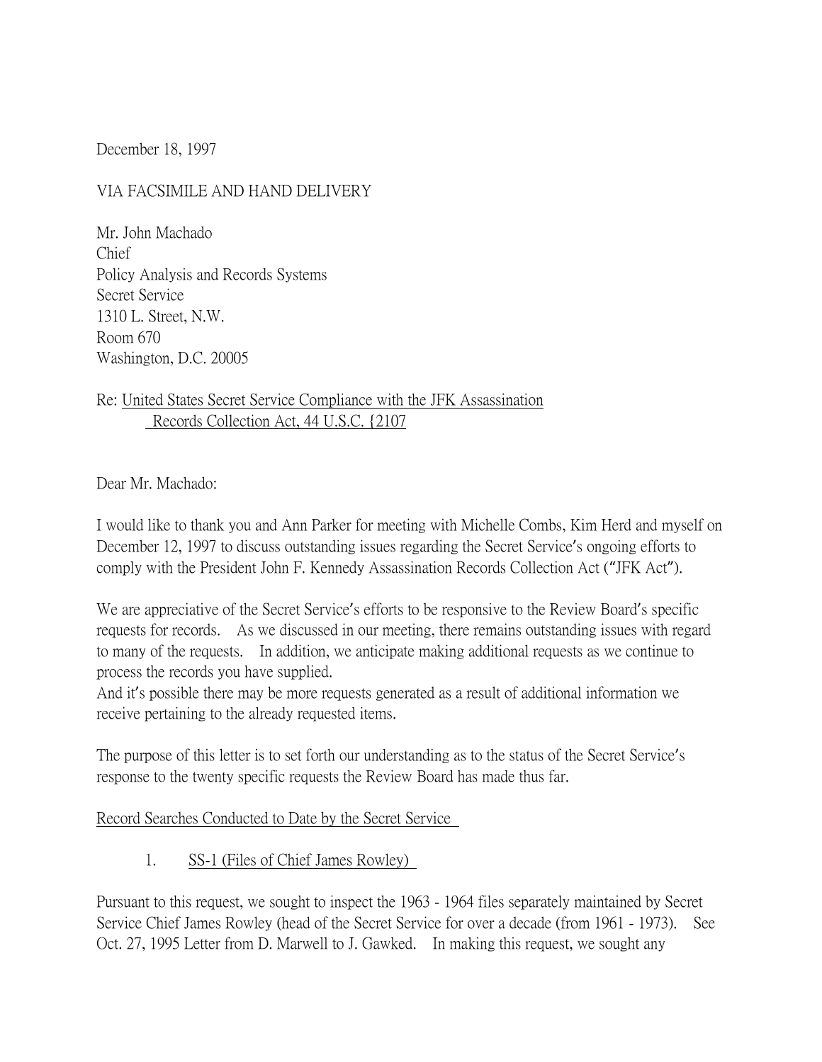December 18, 1997

VIA FACSIMILE AND HAND DELIVERY

Mr. John Machado
Chief
Policy Analysis and Records Systems
Secret Service
1310 L. Street, N.W.
Room 670
Washington, D.C. 20005

Re: United States Secret Service Compliance with the JFK Assassination Records Collection Act, 44 U.S.C. {2107

Dear Mr. Machado:

I would like to thank you and Ann Parker for meeting with Michelle Combs, Kim Herd and myself on December 12, 1997 to discuss outstanding issues regarding the Secret Service's ongoing efforts to comply with the President John F. Kennedy Assassination Records Collection Act ("JFK Act").

We are appreciative of the Secret Service's efforts to be responsive to the Review Board's specific requests for records. As we discussed in our meeting, there remains outstanding issues with regard to many of the requests. In addition, we anticipate making additional requests as we continue to process the records you have supplied.
And it's possible there may be more requests generated as a result of additional information we receive pertaining to the already requested items.

The purpose of this letter is to set forth our understanding as to the status of the Secret Service's response to the twenty specific requests the Review Board has made thus far.

Record Searches Conducted to Date by the Secret Service

1. SS-1 (Files of Chief James Rowley)

Pursuant to this request, we sought to inspect the 1963 - 1964 files separately maintained by Secret Service Chief James Rowley (head of the Secret Service for over a decade (from 1961 - 1973). See Oct. 27, 1995 Letter from D. Marwell to J. Gawked. In making this request, we sought any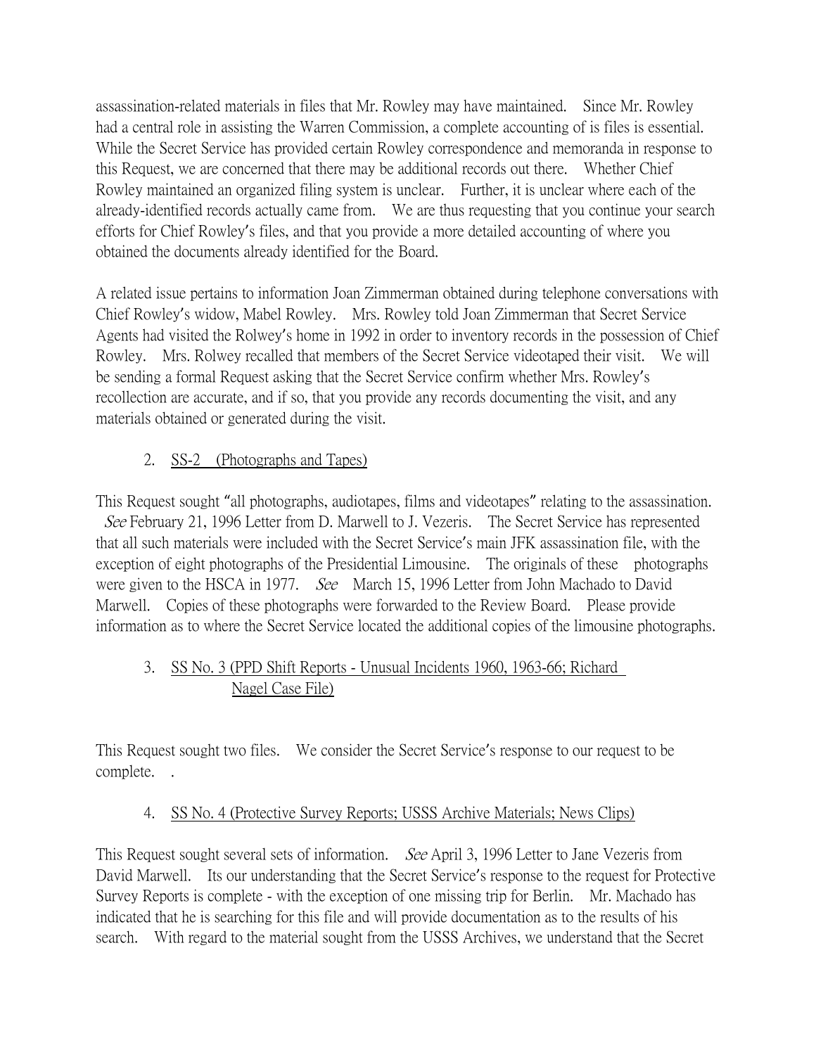assassination-related materials in files that Mr. Rowley may have maintained. Since Mr. Rowley had a central role in assisting the Warren Commission, a complete accounting of is files is essential. While the Secret Service has provided certain Rowley correspondence and memoranda in response to this Request, we are concerned that there may be additional records out there. Whether Chief Rowley maintained an organized filing system is unclear. Further, it is unclear where each of the already-identified records actually came from. We are thus requesting that you continue your search efforts for Chief Rowley's files, and that you provide a more detailed accounting of where you obtained the documents already identified for the Board.

A related issue pertains to information Joan Zimmerman obtained during telephone conversations with Chief Rowley's widow, Mabel Rowley. Mrs. Rowley told Joan Zimmerman that Secret Service Agents had visited the Rolwey's home in 1992 in order to inventory records in the possession of Chief Rowley. Mrs. Rolwey recalled that members of the Secret Service videotaped their visit. We will be sending a formal Request asking that the Secret Service confirm whether Mrs. Rowley's recollection are accurate, and if so, that you provide any records documenting the visit, and any materials obtained or generated during the visit.

2. <u>SS-2 (Photographs and Tapes)</u>

This Request sought "all photographs, audiotapes, films and videotapes" relating to the assassination. *See* February 21, 1996 Letter from D. Marwell to J. Vezeris. The Secret Service has represented that all such materials were included with the Secret Service's main JFK assassination file, with the exception of eight photographs of the Presidential Limousine. The originals of these photographs were given to the HSCA in 1977. *See* March 15, 1996 Letter from John Machado to David Marwell. Copies of these photographs were forwarded to the Review Board. Please provide information as to where the Secret Service located the additional copies of the limousine photographs.

3. <u>SS No. 3 (PPD Shift Reports - Unusual Incidents 1960, 1963-66; Richard Nagel Case File)</u>

This Request sought two files. We consider the Secret Service's response to our request to be complete. .

4. <u>SS No. 4 (Protective Survey Reports; USSS Archive Materials; News Clips)</u>

This Request sought several sets of information. *See* April 3, 1996 Letter to Jane Vezeris from David Marwell. Its our understanding that the Secret Service's response to the request for Protective Survey Reports is complete - with the exception of one missing trip for Berlin. Mr. Machado has indicated that he is searching for this file and will provide documentation as to the results of his search. With regard to the material sought from the USSS Archives, we understand that the Secret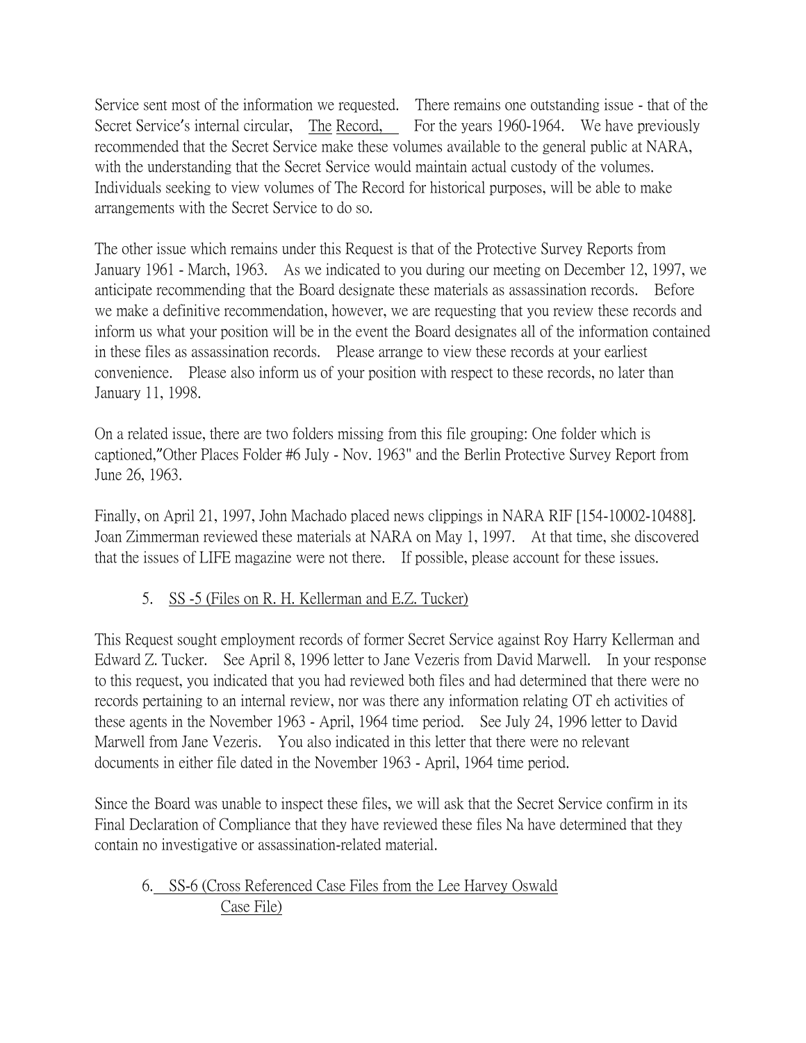Service sent most of the information we requested. There remains one outstanding issue - that of the Secret Service's internal circular, The Record, For the years 1960-1964. We have previously recommended that the Secret Service make these volumes available to the general public at NARA, with the understanding that the Secret Service would maintain actual custody of the volumes. Individuals seeking to view volumes of The Record for historical purposes, will be able to make arrangements with the Secret Service to do so.

The other issue which remains under this Request is that of the Protective Survey Reports from January 1961 - March, 1963. As we indicated to you during our meeting on December 12, 1997, we anticipate recommending that the Board designate these materials as assassination records. Before we make a definitive recommendation, however, we are requesting that you review these records and inform us what your position will be in the event the Board designates all of the information contained in these files as assassination records. Please arrange to view these records at your earliest convenience. Please also inform us of your position with respect to these records, no later than January 11, 1998.

On a related issue, there are two folders missing from this file grouping: One folder which is captioned,"Other Places Folder #6 July - Nov. 1963" and the Berlin Protective Survey Report from June 26, 1963.

Finally, on April 21, 1997, John Machado placed news clippings in NARA RIF [154-10002-10488]. Joan Zimmerman reviewed these materials at NARA on May 1, 1997. At that time, she discovered that the issues of LIFE magazine were not there. If possible, please account for these issues.

5. SS -5 (Files on R. H. Kellerman and E.Z. Tucker)

This Request sought employment records of former Secret Service against Roy Harry Kellerman and Edward Z. Tucker. See April 8, 1996 letter to Jane Vezeris from David Marwell. In your response to this request, you indicated that you had reviewed both files and had determined that there were no records pertaining to an internal review, nor was there any information relating OT eh activities of these agents in the November 1963 - April, 1964 time period. See July 24, 1996 letter to David Marwell from Jane Vezeris. You also indicated in this letter that there were no relevant documents in either file dated in the November 1963 - April, 1964 time period.

Since the Board was unable to inspect these files, we will ask that the Secret Service confirm in its Final Declaration of Compliance that they have reviewed these files Na have determined that they contain no investigative or assassination-related material.

6. SS-6 (Cross Referenced Case Files from the Lee Harvey Oswald Case File)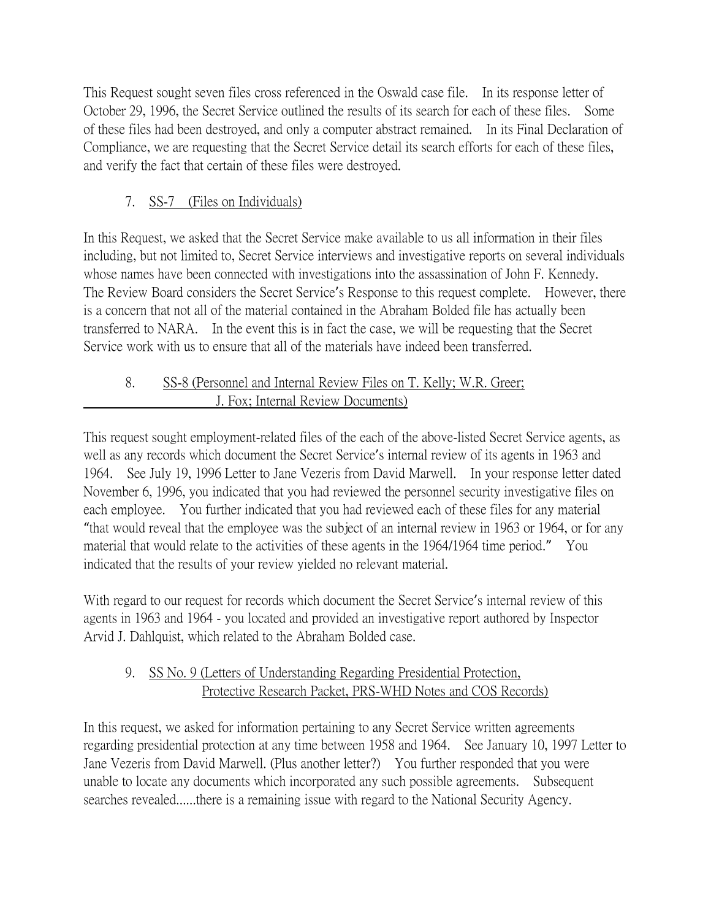This Request sought seven files cross referenced in the Oswald case file. In its response letter of October 29, 1996, the Secret Service outlined the results of its search for each of these files. Some of these files had been destroyed, and only a computer abstract remained. In its Final Declaration of Compliance, we are requesting that the Secret Service detail its search efforts for each of these files, and verify the fact that certain of these files were destroyed.

7. <u>SS-7 (Files on Individuals)</u>

In this Request, we asked that the Secret Service make available to us all information in their files including, but not limited to, Secret Service interviews and investigative reports on several individuals whose names have been connected with investigations into the assassination of John F. Kennedy. The Review Board considers the Secret Service's Response to this request complete. However, there is a concern that not all of the material contained in the Abraham Bolded file has actually been transferred to NARA. In the event this is in fact the case, we will be requesting that the Secret Service work with us to ensure that all of the materials have indeed been transferred.

8. <u>SS-8 (Personnel and Internal Review Files on T. Kelly; W.R. Greer; J. Fox; Internal Review Documents)</u>

This request sought employment-related files of the each of the above-listed Secret Service agents, as well as any records which document the Secret Service's internal review of its agents in 1963 and 1964. See July 19, 1996 Letter to Jane Vezeris from David Marwell. In your response letter dated November 6, 1996, you indicated that you had reviewed the personnel security investigative files on each employee. You further indicated that you had reviewed each of these files for any material "that would reveal that the employee was the subject of an internal review in 1963 or 1964, or for any material that would relate to the activities of these agents in the 1964/1964 time period." You indicated that the results of your review yielded no relevant material.

With regard to our request for records which document the Secret Service's internal review of this agents in 1963 and 1964 - you located and provided an investigative report authored by Inspector Arvid J. Dahlquist, which related to the Abraham Bolded case.

9. <u>SS No. 9 (Letters of Understanding Regarding Presidential Protection, Protective Research Packet, PRS-WHD Notes and COS Records)</u>

In this request, we asked for information pertaining to any Secret Service written agreements regarding presidential protection at any time between 1958 and 1964. See January 10, 1997 Letter to Jane Vezeris from David Marwell. (Plus another letter?) You further responded that you were unable to locate any documents which incorporated any such possible agreements. Subsequent searches revealed......there is a remaining issue with regard to the National Security Agency.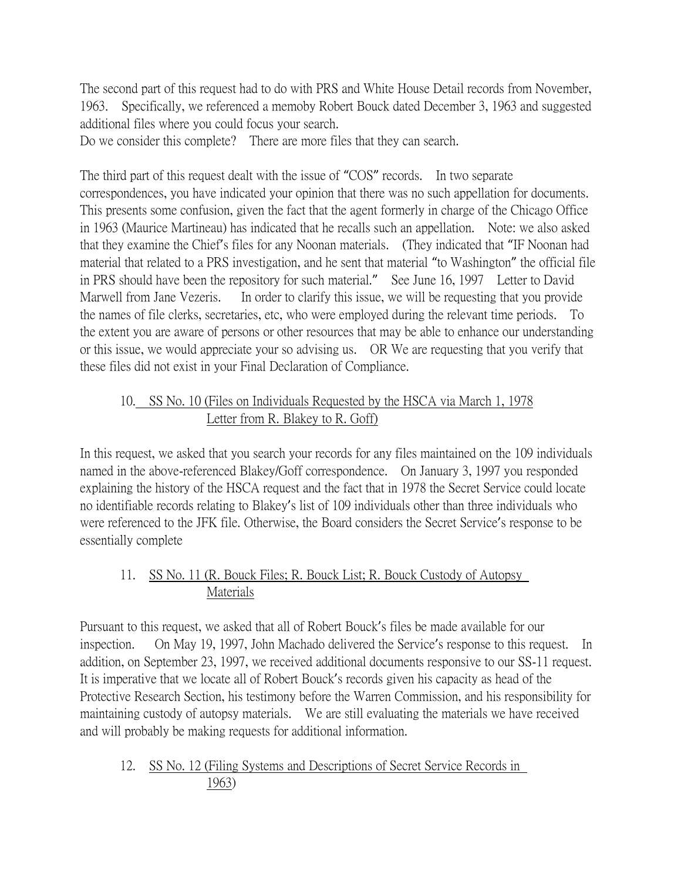The second part of this request had to do with PRS and White House Detail records from November, 1963. Specifically, we referenced a memoby Robert Bouck dated December 3, 1963 and suggested additional files where you could focus your search.
Do we consider this complete? There are more files that they can search.

The third part of this request dealt with the issue of "COS" records. In two separate correspondences, you have indicated your opinion that there was no such appellation for documents. This presents some confusion, given the fact that the agent formerly in charge of the Chicago Office in 1963 (Maurice Martineau) has indicated that he recalls such an appellation. Note: we also asked that they examine the Chief's files for any Noonan materials. (They indicated that "IF Noonan had material that related to a PRS investigation, and he sent that material "to Washington" the official file in PRS should have been the repository for such material." See June 16, 1997 Letter to David Marwell from Jane Vezeris. In order to clarify this issue, we will be requesting that you provide the names of file clerks, secretaries, etc, who were employed during the relevant time periods. To the extent you are aware of persons or other resources that may be able to enhance our understanding or this issue, we would appreciate your so advising us. OR We are requesting that you verify that these files did not exist in your Final Declaration of Compliance.

10. SS No. 10 (Files on Individuals Requested by the HSCA via March 1, 1978 Letter from R. Blakey to R. Goff)

In this request, we asked that you search your records for any files maintained on the 109 individuals named in the above-referenced Blakey/Goff correspondence. On January 3, 1997 you responded explaining the history of the HSCA request and the fact that in 1978 the Secret Service could locate no identifiable records relating to Blakey's list of 109 individuals other than three individuals who were referenced to the JFK file. Otherwise, the Board considers the Secret Service's response to be essentially complete

11. SS No. 11 (R. Bouck Files; R. Bouck List; R. Bouck Custody of Autopsy Materials

Pursuant to this request, we asked that all of Robert Bouck's files be made available for our inspection. On May 19, 1997, John Machado delivered the Service's response to this request. In addition, on September 23, 1997, we received additional documents responsive to our SS-11 request. It is imperative that we locate all of Robert Bouck's records given his capacity as head of the Protective Research Section, his testimony before the Warren Commission, and his responsibility for maintaining custody of autopsy materials. We are still evaluating the materials we have received and will probably be making requests for additional information.

12. SS No. 12 (Filing Systems and Descriptions of Secret Service Records in 1963)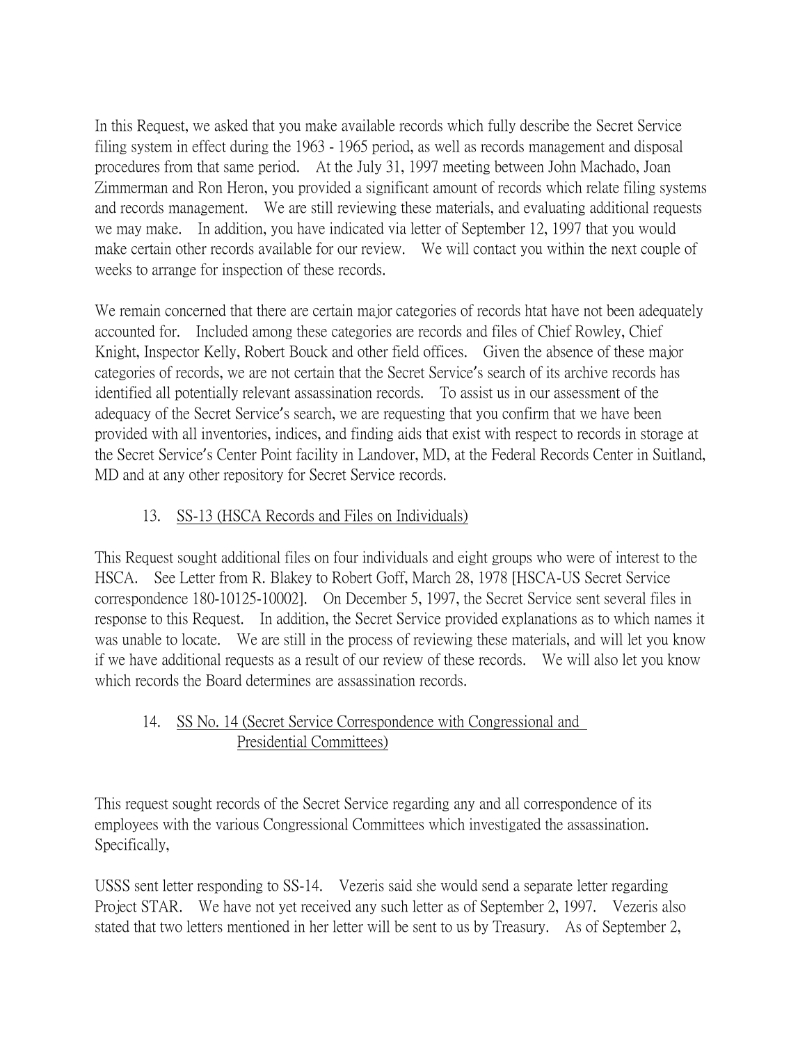In this Request, we asked that you make available records which fully describe the Secret Service filing system in effect during the 1963 - 1965 period, as well as records management and disposal procedures from that same period. At the July 31, 1997 meeting between John Machado, Joan Zimmerman and Ron Heron, you provided a significant amount of records which relate filing systems and records management. We are still reviewing these materials, and evaluating additional requests we may make. In addition, you have indicated via letter of September 12, 1997 that you would make certain other records available for our review. We will contact you within the next couple of weeks to arrange for inspection of these records.

We remain concerned that there are certain major categories of records htat have not been adequately accounted for. Included among these categories are records and files of Chief Rowley, Chief Knight, Inspector Kelly, Robert Bouck and other field offices. Given the absence of these major categories of records, we are not certain that the Secret Service's search of its archive records has identified all potentially relevant assassination records. To assist us in our assessment of the adequacy of the Secret Service's search, we are requesting that you confirm that we have been provided with all inventories, indices, and finding aids that exist with respect to records in storage at the Secret Service's Center Point facility in Landover, MD, at the Federal Records Center in Suitland, MD and at any other repository for Secret Service records.

13. <u>SS-13 (HSCA Records and Files on Individuals)</u>

This Request sought additional files on four individuals and eight groups who were of interest to the HSCA. See Letter from R. Blakey to Robert Goff, March 28, 1978 [HSCA-US Secret Service correspondence 180-10125-10002]. On December 5, 1997, the Secret Service sent several files in response to this Request. In addition, the Secret Service provided explanations as to which names it was unable to locate. We are still in the process of reviewing these materials, and will let you know if we have additional requests as a result of our review of these records. We will also let you know which records the Board determines are assassination records.

14. <u>SS No. 14 (Secret Service Correspondence with Congressional and Presidential Committees)</u>

This request sought records of the Secret Service regarding any and all correspondence of its employees with the various Congressional Committees which investigated the assassination. Specifically,

USSS sent letter responding to SS-14. Vezeris said she would send a separate letter regarding Project STAR. We have not yet received any such letter as of September 2, 1997. Vezeris also stated that two letters mentioned in her letter will be sent to us by Treasury. As of September 2,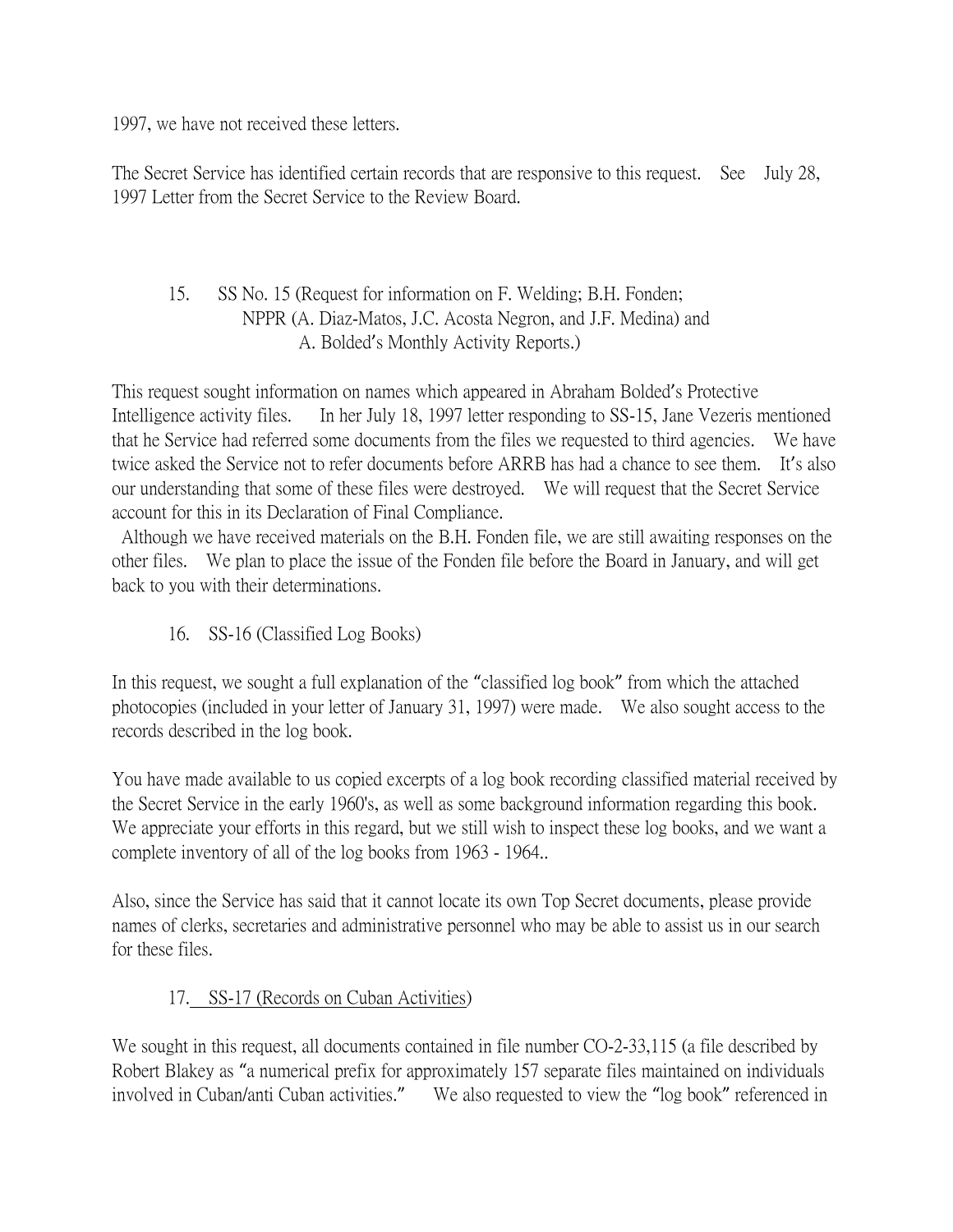1997, we have not received these letters.

The Secret Service has identified certain records that are responsive to this request. See July 28, 1997 Letter from the Secret Service to the Review Board.

15. SS No. 15 (Request for information on F. Welding; B.H. Fonden; NPPR (A. Diaz-Matos, J.C. Acosta Negron, and J.F. Medina) and A. Bolded's Monthly Activity Reports.)

This request sought information on names which appeared in Abraham Bolded's Protective Intelligence activity files. In her July 18, 1997 letter responding to SS-15, Jane Vezeris mentioned that he Service had referred some documents from the files we requested to third agencies. We have twice asked the Service not to refer documents before ARRB has had a chance to see them. It's also our understanding that some of these files were destroyed. We will request that the Secret Service account for this in its Declaration of Final Compliance.

Although we have received materials on the B.H. Fonden file, we are still awaiting responses on the other files. We plan to place the issue of the Fonden file before the Board in January, and will get back to you with their determinations.

16. SS-16 (Classified Log Books)

In this request, we sought a full explanation of the "classified log book" from which the attached photocopies (included in your letter of January 31, 1997) were made. We also sought access to the records described in the log book.

You have made available to us copied excerpts of a log book recording classified material received by the Secret Service in the early 1960's, as well as some background information regarding this book. We appreciate your efforts in this regard, but we still wish to inspect these log books, and we want a complete inventory of all of the log books from 1963 - 1964..

Also, since the Service has said that it cannot locate its own Top Secret documents, please provide names of clerks, secretaries and administrative personnel who may be able to assist us in our search for these files.

17. SS-17 (Records on Cuban Activities)

We sought in this request, all documents contained in file number CO-2-33,115 (a file described by Robert Blakey as "a numerical prefix for approximately 157 separate files maintained on individuals involved in Cuban/anti Cuban activities." We also requested to view the "log book" referenced in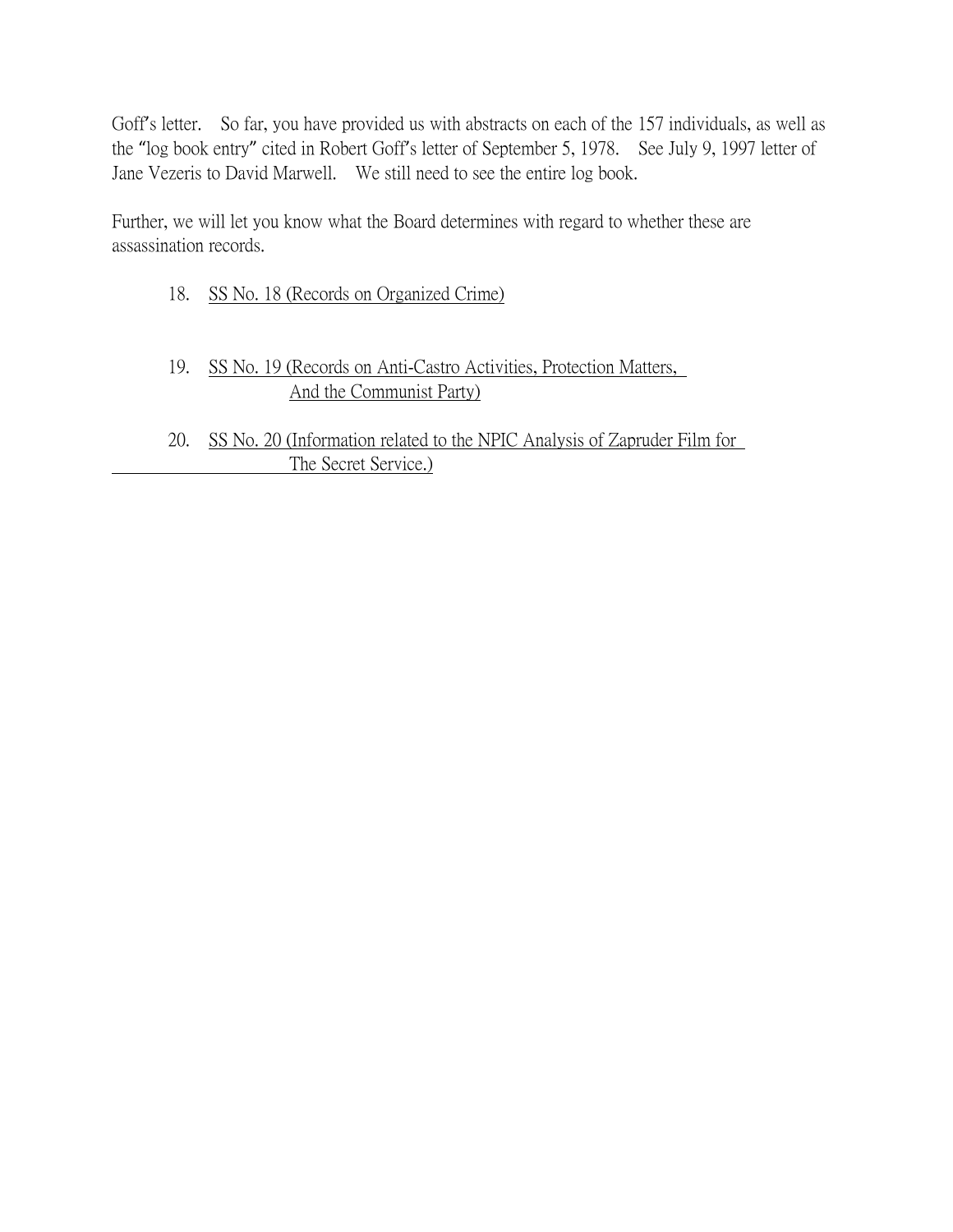Goff's letter. So far, you have provided us with abstracts on each of the 157 individuals, as well as the "log book entry" cited in Robert Goff's letter of September 5, 1978. See July 9, 1997 letter of Jane Vezeris to David Marwell. We still need to see the entire log book.

Further, we will let you know what the Board determines with regard to whether these are assassination records.

18. SS No. 18 (Records on Organized Crime)

19. SS No. 19 (Records on Anti-Castro Activities, Protection Matters, And the Communist Party)

20. SS No. 20 (Information related to the NPIC Analysis of Zapruder Film for The Secret Service.)